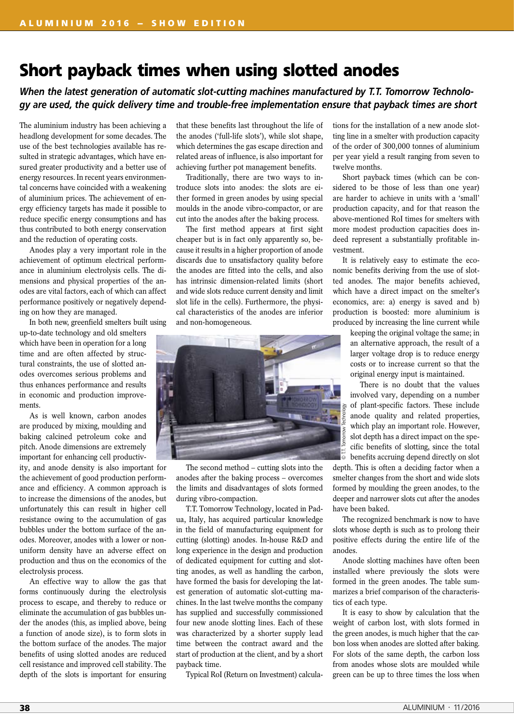# Short payback times when using slotted anodes

***When the latest generation of automatic slot-cutting machines manufactured by T.T. Tomorrow Technology are used, the quick delivery time and trouble-free implementation ensure that payback times are short***

The aluminium industry has been achieving a headlong development for some decades. The use of the best technologies available has resulted in strategic advantages, which have ensured greater productivity and a better use of energy resources. In recent years environmental concerns have coincided with a weakening of aluminium prices. The achievement of energy efficiency targets has made it possible to reduce specific energy consumptions and has thus contributed to both energy conservation and the reduction of operating costs.

Anodes play a very important role in the achievement of optimum electrical performance in aluminium electrolysis cells. The dimensions and physical properties of the anodes are vital factors, each of which can affect performance positively or negatively depending on how they are managed.

In both new, greenfield smelters built using up-to-date technology and old smelters which have been in operation for a long time and are often affected by structural constraints, the use of slotted anodes overcomes serious problems and thus enhances performance and results in economic and production improvements.

As is well known, carbon anodes are produced by mixing, moulding and baking calcined petroleum coke and pitch. Anode dimensions are extremely important for enhancing cell productivity, and anode density is also important for the achievement of good production performance and efficiency. A common approach is to increase the dimensions of the anodes, but unfortunately this can result in higher cell resistance owing to the accumulation of gas bubbles under the bottom surface of the anodes. Moreover, anodes with a lower or non-uniform density have an adverse effect on production and thus on the economics of the electrolysis process.

An effective way to allow the gas that forms continuously during the electrolysis process to escape, and thereby to reduce or eliminate the accumulation of gas bubbles under the anodes (this, as implied above, being a function of anode size), is to form slots in the bottom surface of the anodes. The major benefits of using slotted anodes are reduced cell resistance and improved cell stability. The depth of the slots is important for ensuring that these benefits last throughout the life of the anodes ('full-life slots'), while slot shape, which determines the gas escape direction and related areas of influence, is also important for achieving further pot management benefits.

Traditionally, there are two ways to introduce slots into anodes: the slots are either formed in green anodes by using special moulds in the anode vibro-compactor, or are cut into the anodes after the baking process.

The first method appears at first sight cheaper but is in fact only apparently so, because it results in a higher proportion of anode discards due to unsatisfactory quality before the anodes are fitted into the cells, and also has intrinsic dimension-related limits (short and wide slots reduce current density and limit slot life in the cells). Furthermore, the physical characteristics of the anodes are inferior and non-homogeneous.

© T.T. Tomorrow Technology

The second method – cutting slots into the anodes after the baking process – overcomes the limits and disadvantages of slots formed during vibro-compaction.

T.T. Tomorrow Technology, located in Padua, Italy, has acquired particular knowledge in the field of manufacturing equipment for cutting (slotting) anodes. In-house R&D and long experience in the design and production of dedicated equipment for cutting and slotting anodes, as well as handling the carbon, have formed the basis for developing the latest generation of automatic slot-cutting machines. In the last twelve months the company has supplied and successfully commissioned four new anode slotting lines. Each of these was characterized by a shorter supply lead time between the contract award and the start of production at the client, and by a short payback time.

Typical RoI (Return on Investment) calculations for the installation of a new anode slotting line in a smelter with production capacity of the order of 300,000 tonnes of aluminium per year yield a result ranging from seven to twelve months.

Short payback times (which can be considered to be those of less than one year) are harder to achieve in units with a 'small' production capacity, and for that reason the above-mentioned RoI times for smelters with more modest production capacities does indeed represent a substantially profitable investment.

It is relatively easy to estimate the economic benefits deriving from the use of slotted anodes. The major benefits achieved, which have a direct impact on the smelter's economics, are: a) energy is saved and b) production is boosted: more aluminium is produced by increasing the line current while keeping the original voltage the same; in an alternative approach, the result of a larger voltage drop is to reduce energy costs or to increase current so that the original energy input is maintained.

There is no doubt that the values involved vary, depending on a number of plant-specific factors. These include anode quality and related properties, which play an important role. However, slot depth has a direct impact on the specific benefits of slotting, since the total benefits accruing depend directly on slot depth. This is often a deciding factor when a smelter changes from the short and wide slots formed by moulding the green anodes, to the deeper and narrower slots cut after the anodes have been baked.

The recognized benchmark is now to have slots whose depth is such as to prolong their positive effects during the entire life of the anodes.

Anode slotting machines have often been installed where previously the slots were formed in the green anodes. The table summarizes a brief comparison of the characteristics of each type.

It is easy to show by calculation that the weight of carbon lost, with slots formed in the green anodes, is much higher that the carbon loss when anodes are slotted after baking. For slots of the same depth, the carbon loss from anodes whose slots are moulded while green can be up to three times the loss when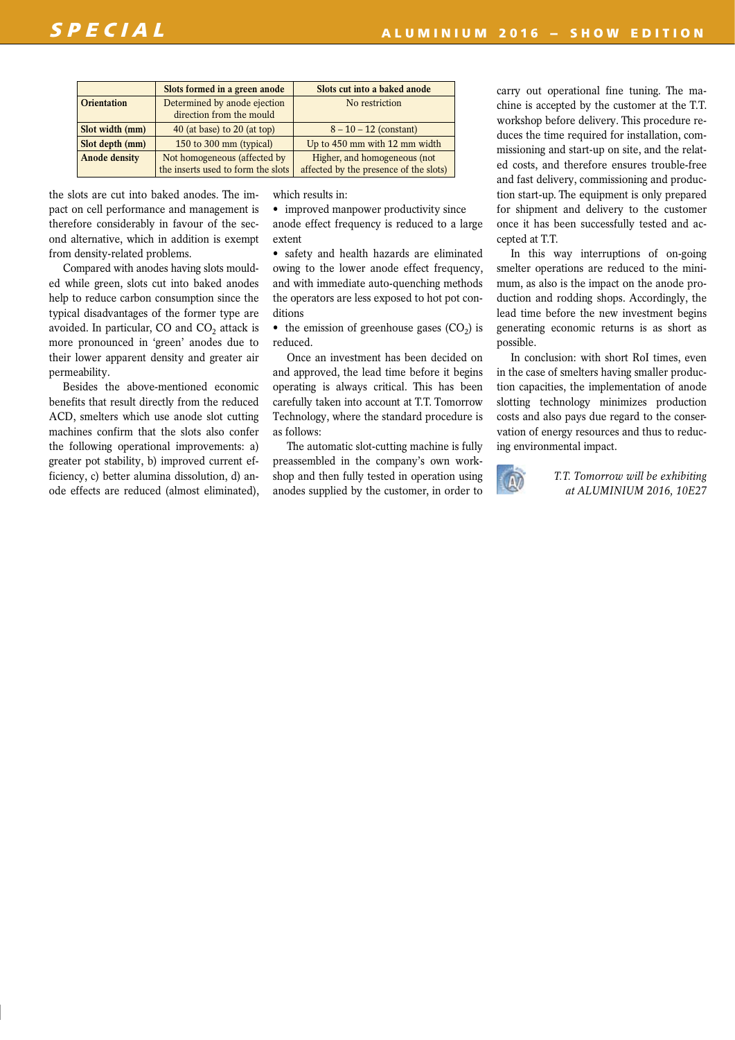| | Slots formed in a green anode | Slots cut into a baked anode |
|---|---|---|
| **Orientation** | Determined by anode ejection direction from the mould | No restriction |
| **Slot width (mm)** | 40 (at base) to 20 (at top) | 8 – 10 – 12 (constant) |
| **Slot depth (mm)** | 150 to 300 mm (typical) | Up to 450 mm with 12 mm width |
| **Anode density** | Not homogeneous (affected by the inserts used to form the slots | Higher, and homogeneous (not affected by the presence of the slots) |

the slots are cut into baked anodes. The impact on cell performance and management is therefore considerably in favour of the second alternative, which in addition is exempt from density-related problems.

Compared with anodes having slots moulded while green, slots cut into baked anodes help to reduce carbon consumption since the typical disadvantages of the former type are avoided. In particular, CO and $CO_2$ attack is more pronounced in 'green' anodes due to their lower apparent density and greater air permeability.

Besides the above-mentioned economic benefits that result directly from the reduced ACD, smelters which use anode slot cutting machines confirm that the slots also confer the following operational improvements: a) greater pot stability, b) improved current efficiency, c) better alumina dissolution, d) anode effects are reduced (almost eliminated), which results in:

- improved manpower productivity since anode effect frequency is reduced to a large extent
- safety and health hazards are eliminated owing to the lower anode effect frequency, and with immediate auto-quenching methods the operators are less exposed to hot pot conditions
- the emission of greenhouse gases ($CO_2$) is reduced.

Once an investment has been decided on and approved, the lead time before it begins operating is always critical. This has been carefully taken into account at T.T. Tomorrow Technology, where the standard procedure is as follows:

The automatic slot-cutting machine is fully preassembled in the company's own workshop and then fully tested in operation using anodes supplied by the customer, in order to carry out operational fine tuning. The machine is accepted by the customer at the T.T. workshop before delivery. This procedure reduces the time required for installation, commissioning and start-up on site, and the related costs, and therefore ensures trouble-free and fast delivery, commissioning and production start-up. The equipment is only prepared for shipment and delivery to the customer once it has been successfully tested and accepted at T.T.

In this way interruptions of on-going smelter operations are reduced to the minimum, as also is the impact on the anode production and rodding shops. Accordingly, the lead time before the new investment begins generating economic returns is as short as possible.

In conclusion: with short RoI times, even in the case of smelters having smaller production capacities, the implementation of anode slotting technology minimizes production costs and also pays due regard to the conservation of energy resources and thus to reducing environmental impact.

*T.T. Tomorrow will be exhibiting at ALUMINIUM 2016, 10E27*